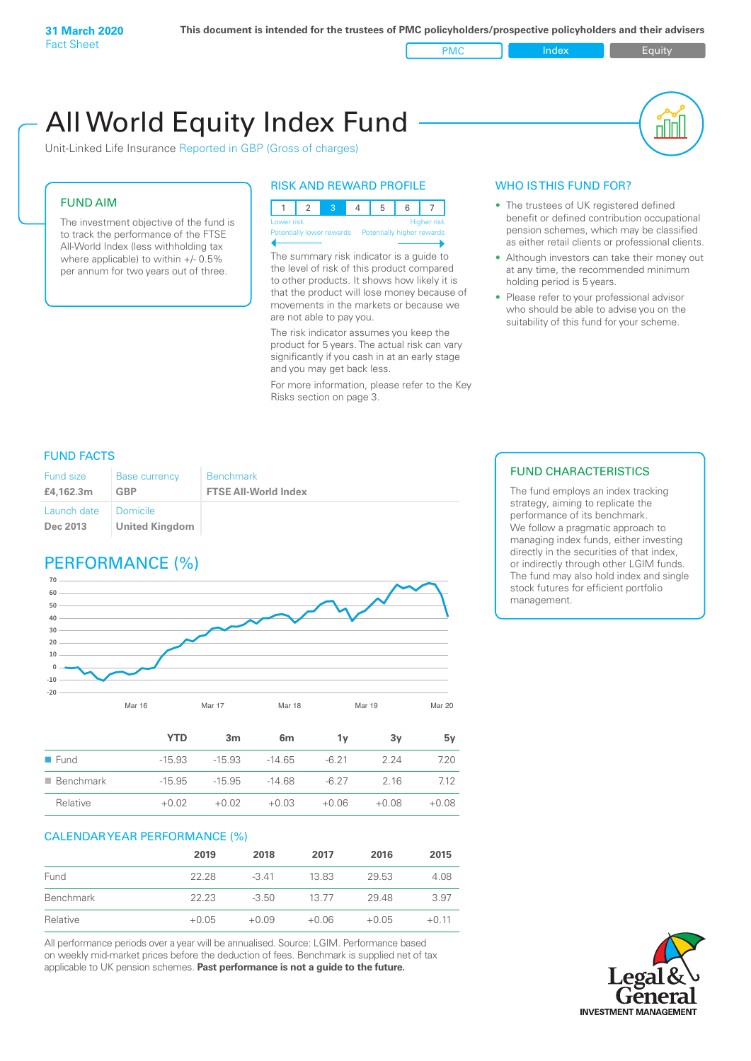**31 March 2020**
Fact Sheet

**This document is intended for the trustees of PMC policyholders/prospective policyholders and their advisers**

PMC | Index | Equity

# All World Equity Index Fund

Unit-Linked Life Insurance Reported in GBP (Gross of charges)

## FUND AIM

The investment objective of the fund is to track the performance of the FTSE All-World Index (less withholding tax where applicable) to within +/- 0.5% per annum for two years out of three.

## RISK AND REWARD PROFILE

1 | 2 | 3 | 4 | 5 | 6 | 7

Lower risk — Higher risk
Potentially lower rewards — Potentially higher rewards

The summary risk indicator is a guide to the level of risk of this product compared to other products. It shows how likely it is that the product will lose money because of movements in the markets or because we are not able to pay you.

The risk indicator assumes you keep the product for 5 years. The actual risk can vary significantly if you cash in at an early stage and you may get back less.

For more information, please refer to the Key Risks section on page 3.

## WHO IS THIS FUND FOR?

- The trustees of UK registered defined benefit or defined contribution occupational pension schemes, which may be classified as either retail clients or professional clients.
- Although investors can take their money out at any time, the recommended minimum holding period is 5 years.
- Please refer to your professional advisor who should be able to advise you on the suitability of this fund for your scheme.

## FUND FACTS

| Fund size | Base currency | Benchmark |
|---|---|---|
| **£4,162.3m** | **GBP** | **FTSE All-World Index** |
| Launch date | Domicile | |
| **Dec 2013** | **United Kingdom** | |

## FUND CHARACTERISTICS

The fund employs an index tracking strategy, aiming to replicate the performance of its benchmark. We follow a pragmatic approach to managing index funds, either investing directly in the securities of that index, or indirectly through other LGIM funds. The fund may also hold index and single stock futures for efficient portfolio management.

## PERFORMANCE (%)

70
60
50
40
30
20
10
0
-10
-20

Mar 16 Mar 17 Mar 18 Mar 19 Mar 20

| | YTD | 3m | 6m | 1y | 3y | 5y |
|---|---|---|---|---|---|---|
| Fund | -15.93 | -15.93 | -14.65 | -6.21 | 2.24 | 7.20 |
| Benchmark | -15.95 | -15.95 | -14.68 | -6.27 | 2.16 | 7.12 |
| Relative | +0.02 | +0.02 | +0.03 | +0.06 | +0.08 | +0.08 |

## CALENDAR YEAR PERFORMANCE (%)

| | 2019 | 2018 | 2017 | 2016 | 2015 |
|---|---|---|---|---|---|
| Fund | 22.28 | -3.41 | 13.83 | 29.53 | 4.08 |
| Benchmark | 22.23 | -3.50 | 13.77 | 29.48 | 3.97 |
| Relative | +0.05 | +0.09 | +0.06 | +0.05 | +0.11 |

All performance periods over a year will be annualised. Source: LGIM. Performance based on weekly mid-market prices before the deduction of fees. Benchmark is supplied net of tax applicable to UK pension schemes. **Past performance is not a guide to the future.**

Legal & General
INVESTMENT MANAGEMENT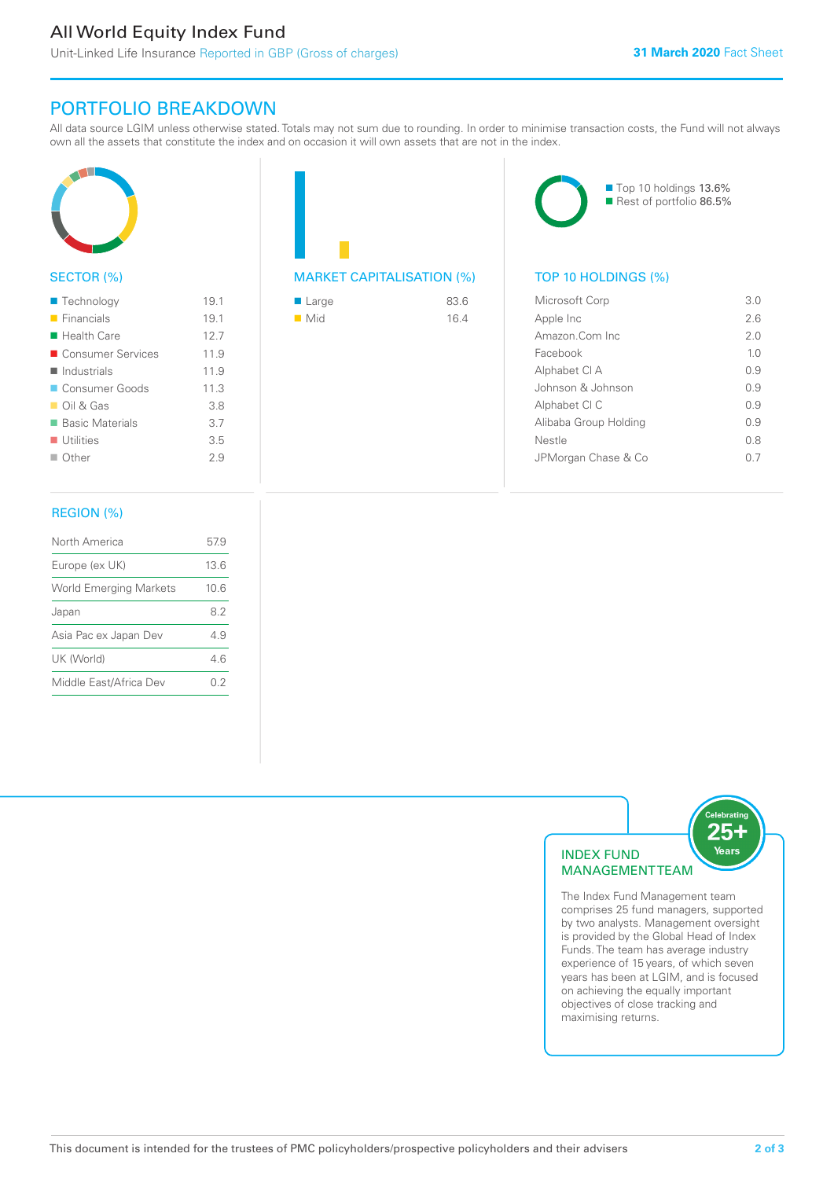# All World Equity Index Fund

Unit-Linked Life Insurance Reported in GBP (Gross of charges)

**31 March 2020** Fact Sheet

## PORTFOLIO BREAKDOWN

All data source LGIM unless otherwise stated. Totals may not sum due to rounding. In order to minimise transaction costs, the Fund will not always own all the assets that constitute the index and on occasion it will own assets that are not in the index.

### SECTOR (%)

| | |
|---|---|
| Technology | 19.1 |
| Financials | 19.1 |
| Health Care | 12.7 |
| Consumer Services | 11.9 |
| Industrials | 11.9 |
| Consumer Goods | 11.3 |
| Oil & Gas | 3.8 |
| Basic Materials | 3.7 |
| Utilities | 3.5 |
| Other | 2.9 |

### MARKET CAPITALISATION (%)

| | |
|---|---|
| Large | 83.6 |
| Mid | 16.4 |

Top 10 holdings 13.6%
Rest of portfolio 86.5%

### TOP 10 HOLDINGS (%)

| | |
|---|---|
| Microsoft Corp | 3.0 |
| Apple Inc | 2.6 |
| Amazon.Com Inc | 2.0 |
| Facebook | 1.0 |
| Alphabet Cl A | 0.9 |
| Johnson & Johnson | 0.9 |
| Alphabet Cl C | 0.9 |
| Alibaba Group Holding | 0.9 |
| Nestle | 0.8 |
| JPMorgan Chase & Co | 0.7 |

### REGION (%)

| | |
|---|---|
| North America | 57.9 |
| Europe (ex UK) | 13.6 |
| World Emerging Markets | 10.6 |
| Japan | 8.2 |
| Asia Pac ex Japan Dev | 4.9 |
| UK (World) | 4.6 |
| Middle East/Africa Dev | 0.2 |

### INDEX FUND MANAGEMENT TEAM

Celebrating 25+ Years

The Index Fund Management team comprises 25 fund managers, supported by two analysts. Management oversight is provided by the Global Head of Index Funds. The team has average industry experience of 15 years, of which seven years has been at LGIM, and is focused on achieving the equally important objectives of close tracking and maximising returns.

This document is intended for the trustees of PMC policyholders/prospective policyholders and their advisers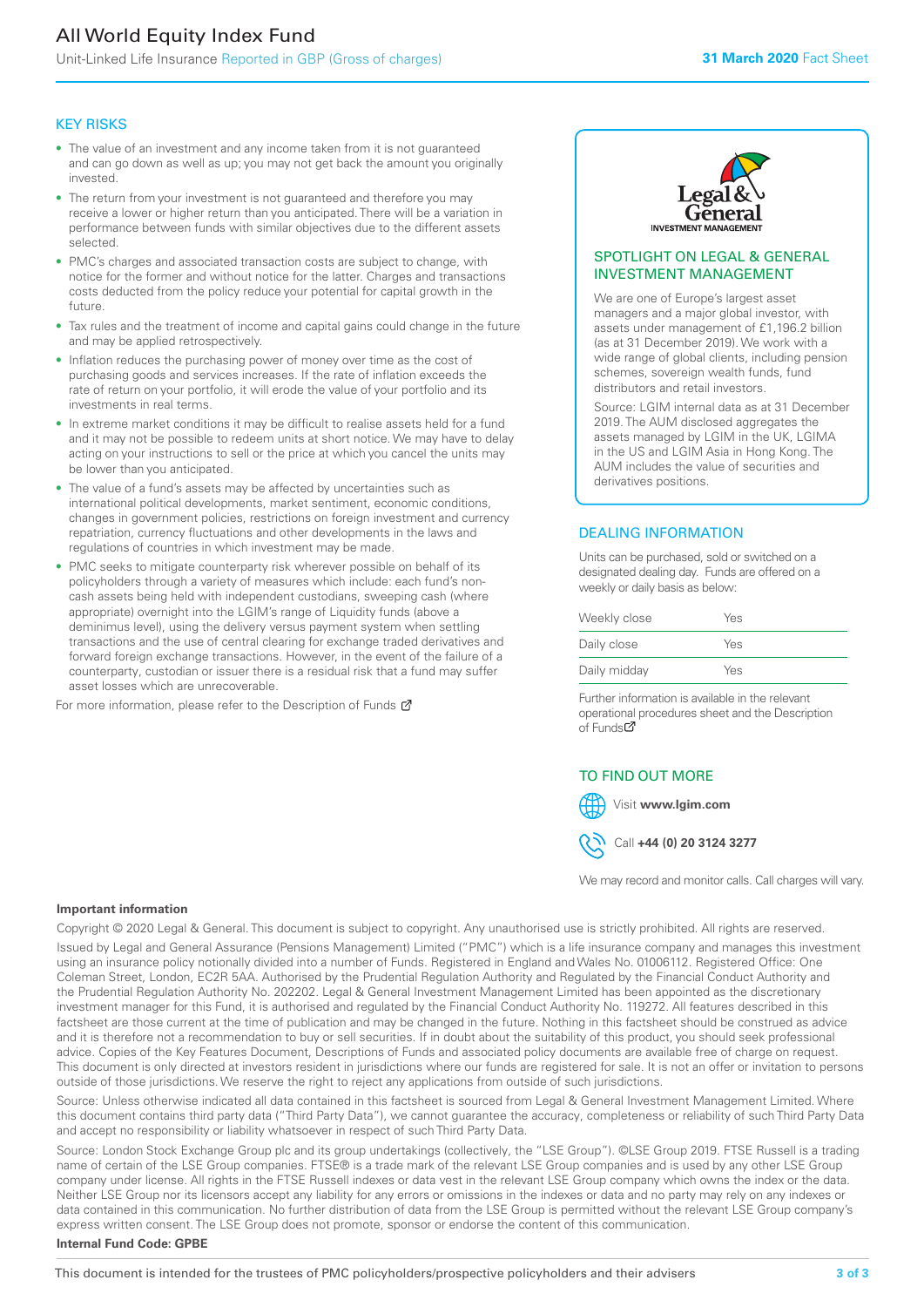# All World Equity Index Fund

Unit-Linked Life Insurance Reported in GBP (Gross of charges)

**31 March 2020** Fact Sheet

## KEY RISKS

- The value of an investment and any income taken from it is not guaranteed and can go down as well as up; you may not get back the amount you originally invested.
- The return from your investment is not guaranteed and therefore you may receive a lower or higher return than you anticipated. There will be a variation in performance between funds with similar objectives due to the different assets selected.
- PMC's charges and associated transaction costs are subject to change, with notice for the former and without notice for the latter. Charges and transactions costs deducted from the policy reduce your potential for capital growth in the future.
- Tax rules and the treatment of income and capital gains could change in the future and may be applied retrospectively.
- Inflation reduces the purchasing power of money over time as the cost of purchasing goods and services increases. If the rate of inflation exceeds the rate of return on your portfolio, it will erode the value of your portfolio and its investments in real terms.
- In extreme market conditions it may be difficult to realise assets held for a fund and it may not be possible to redeem units at short notice. We may have to delay acting on your instructions to sell or the price at which you cancel the units may be lower than you anticipated.
- The value of a fund's assets may be affected by uncertainties such as international political developments, market sentiment, economic conditions, changes in government policies, restrictions on foreign investment and currency repatriation, currency fluctuations and other developments in the laws and regulations of countries in which investment may be made.
- PMC seeks to mitigate counterparty risk wherever possible on behalf of its policyholders through a variety of measures which include: each fund's non-cash assets being held with independent custodians, sweeping cash (where appropriate) overnight into the LGIM's range of Liquidity funds (above a deminimus level), using the delivery versus payment system when settling transactions and the use of central clearing for exchange traded derivatives and forward foreign exchange transactions. However, in the event of the failure of a counterparty, custodian or issuer there is a residual risk that a fund may suffer asset losses which are unrecoverable.

For more information, please refer to the Description of Funds

## SPOTLIGHT ON LEGAL & GENERAL INVESTMENT MANAGEMENT

We are one of Europe's largest asset managers and a major global investor, with assets under management of £1,196.2 billion (as at 31 December 2019). We work with a wide range of global clients, including pension schemes, sovereign wealth funds, fund distributors and retail investors.

Source: LGIM internal data as at 31 December 2019. The AUM disclosed aggregates the assets managed by LGIM in the UK, LGIMA in the US and LGIM Asia in Hong Kong. The AUM includes the value of securities and derivatives positions.

## DEALING INFORMATION

Units can be purchased, sold or switched on a designated dealing day. Funds are offered on a weekly or daily basis as below:

| | |
|---|---|
| Weekly close | Yes |
| Daily close | Yes |
| Daily midday | Yes |

Further information is available in the relevant operational procedures sheet and the Description of Funds

## TO FIND OUT MORE

Visit **www.lgim.com**

Call **+44 (0) 20 3124 3277**

We may record and monitor calls. Call charges will vary.

**Important information**

Copyright © 2020 Legal & General. This document is subject to copyright. Any unauthorised use is strictly prohibited. All rights are reserved.

Issued by Legal and General Assurance (Pensions Management) Limited ("PMC") which is a life insurance company and manages this investment using an insurance policy notionally divided into a number of Funds. Registered in England and Wales No. 01006112. Registered Office: One Coleman Street, London, EC2R 5AA. Authorised by the Prudential Regulation Authority and Regulated by the Financial Conduct Authority and the Prudential Regulation Authority No. 202202. Legal & General Investment Management Limited has been appointed as the discretionary investment manager for this Fund, it is authorised and regulated by the Financial Conduct Authority No. 119272. All features described in this factsheet are those current at the time of publication and may be changed in the future. Nothing in this factsheet should be construed as advice and it is therefore not a recommendation to buy or sell securities. If in doubt about the suitability of this product, you should seek professional advice. Copies of the Key Features Document, Descriptions of Funds and associated policy documents are available free of charge on request. This document is only directed at investors resident in jurisdictions where our funds are registered for sale. It is not an offer or invitation to persons outside of those jurisdictions. We reserve the right to reject any applications from outside of such jurisdictions.

Source: Unless otherwise indicated all data contained in this factsheet is sourced from Legal & General Investment Management Limited. Where this document contains third party data ("Third Party Data"), we cannot guarantee the accuracy, completeness or reliability of such Third Party Data and accept no responsibility or liability whatsoever in respect of such Third Party Data.

Source: London Stock Exchange Group plc and its group undertakings (collectively, the "LSE Group"). ©LSE Group 2019. FTSE Russell is a trading name of certain of the LSE Group companies. FTSE® is a trade mark of the relevant LSE Group companies and is used by any other LSE Group company under license. All rights in the FTSE Russell indexes or data vest in the relevant LSE Group company which owns the index or the data. Neither LSE Group nor its licensors accept any liability for any errors or omissions in the indexes or data and no party may rely on any indexes or data contained in this communication. No further distribution of data from the LSE Group is permitted without the relevant LSE Group company's express written consent. The LSE Group does not promote, sponsor or endorse the content of this communication.

**Internal Fund Code: GPBE**

This document is intended for the trustees of PMC policyholders/prospective policyholders and their advisers